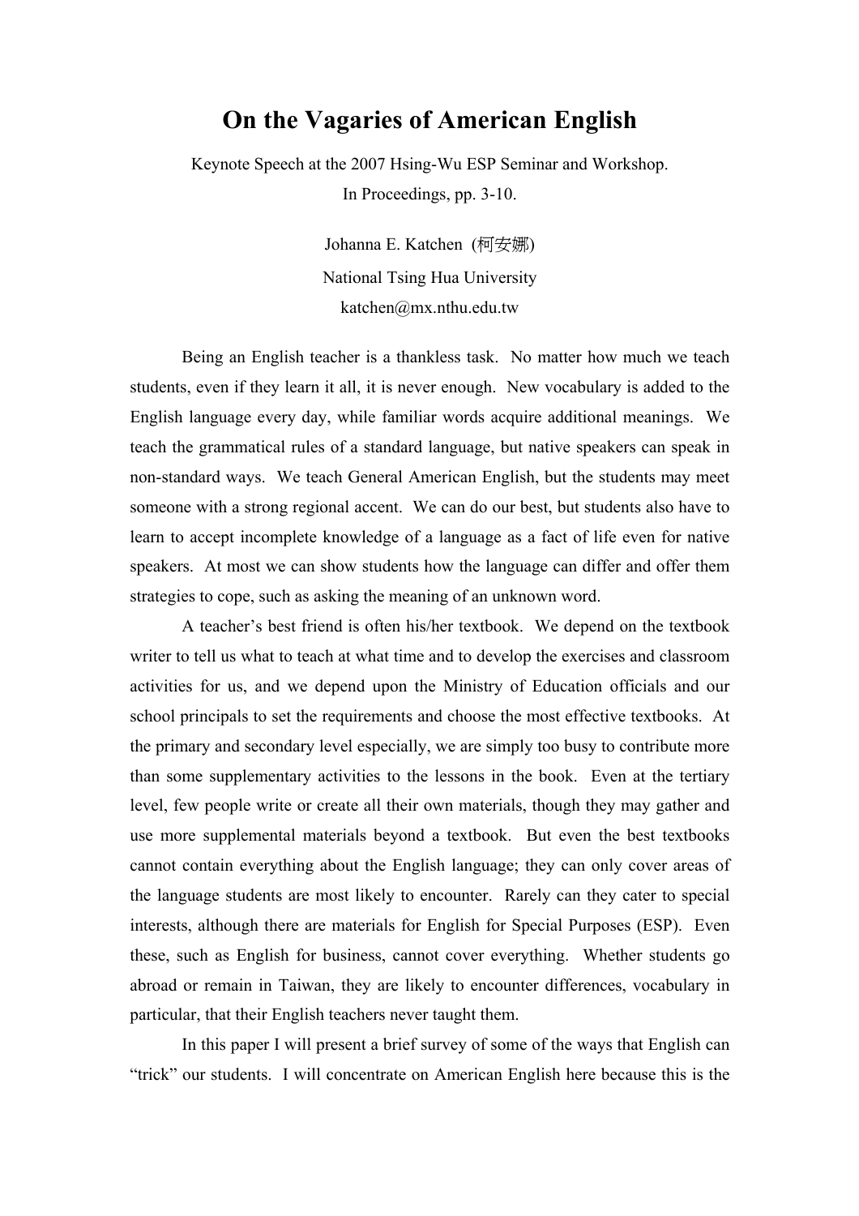# On the Vagaries of American English

Keynote Speech at the 2007 Hsing-Wu ESP Seminar and Workshop.
In Proceedings, pp. 3-10.

Johanna E. Katchen (柯安娜)
National Tsing Hua University
katchen@mx.nthu.edu.tw

Being an English teacher is a thankless task. No matter how much we teach students, even if they learn it all, it is never enough. New vocabulary is added to the English language every day, while familiar words acquire additional meanings. We teach the grammatical rules of a standard language, but native speakers can speak in non-standard ways. We teach General American English, but the students may meet someone with a strong regional accent. We can do our best, but students also have to learn to accept incomplete knowledge of a language as a fact of life even for native speakers. At most we can show students how the language can differ and offer them strategies to cope, such as asking the meaning of an unknown word.

A teacher's best friend is often his/her textbook. We depend on the textbook writer to tell us what to teach at what time and to develop the exercises and classroom activities for us, and we depend upon the Ministry of Education officials and our school principals to set the requirements and choose the most effective textbooks. At the primary and secondary level especially, we are simply too busy to contribute more than some supplementary activities to the lessons in the book. Even at the tertiary level, few people write or create all their own materials, though they may gather and use more supplemental materials beyond a textbook. But even the best textbooks cannot contain everything about the English language; they can only cover areas of the language students are most likely to encounter. Rarely can they cater to special interests, although there are materials for English for Special Purposes (ESP). Even these, such as English for business, cannot cover everything. Whether students go abroad or remain in Taiwan, they are likely to encounter differences, vocabulary in particular, that their English teachers never taught them.

In this paper I will present a brief survey of some of the ways that English can "trick" our students. I will concentrate on American English here because this is the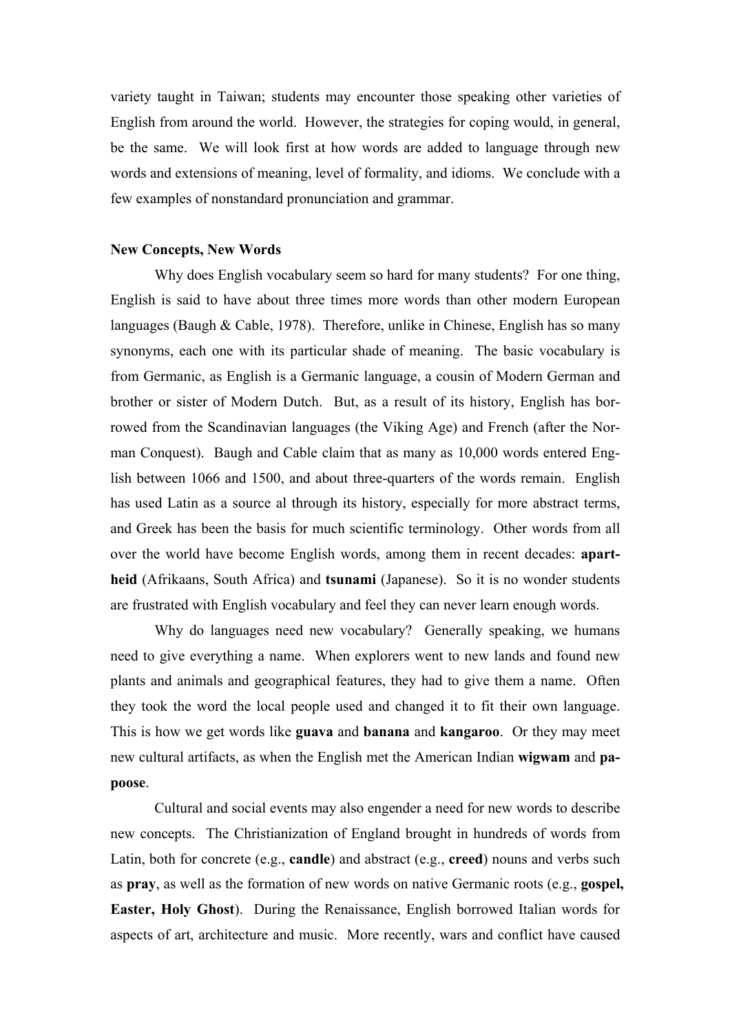variety taught in Taiwan; students may encounter those speaking other varieties of English from around the world. However, the strategies for coping would, in general, be the same. We will look first at how words are added to language through new words and extensions of meaning, level of formality, and idioms. We conclude with a few examples of nonstandard pronunciation and grammar.

**New Concepts, New Words**

Why does English vocabulary seem so hard for many students? For one thing, English is said to have about three times more words than other modern European languages (Baugh & Cable, 1978). Therefore, unlike in Chinese, English has so many synonyms, each one with its particular shade of meaning. The basic vocabulary is from Germanic, as English is a Germanic language, a cousin of Modern German and brother or sister of Modern Dutch. But, as a result of its history, English has borrowed from the Scandinavian languages (the Viking Age) and French (after the Norman Conquest). Baugh and Cable claim that as many as 10,000 words entered English between 1066 and 1500, and about three-quarters of the words remain. English has used Latin as a source al through its history, especially for more abstract terms, and Greek has been the basis for much scientific terminology. Other words from all over the world have become English words, among them in recent decades: **apartheid** (Afrikaans, South Africa) and **tsunami** (Japanese). So it is no wonder students are frustrated with English vocabulary and feel they can never learn enough words.

Why do languages need new vocabulary? Generally speaking, we humans need to give everything a name. When explorers went to new lands and found new plants and animals and geographical features, they had to give them a name. Often they took the word the local people used and changed it to fit their own language. This is how we get words like **guava** and **banana** and **kangaroo**. Or they may meet new cultural artifacts, as when the English met the American Indian **wigwam** and **papoose**.

Cultural and social events may also engender a need for new words to describe new concepts. The Christianization of England brought in hundreds of words from Latin, both for concrete (e.g., **candle**) and abstract (e.g., **creed**) nouns and verbs such as **pray**, as well as the formation of new words on native Germanic roots (e.g., **gospel, Easter, Holy Ghost**). During the Renaissance, English borrowed Italian words for aspects of art, architecture and music. More recently, wars and conflict have caused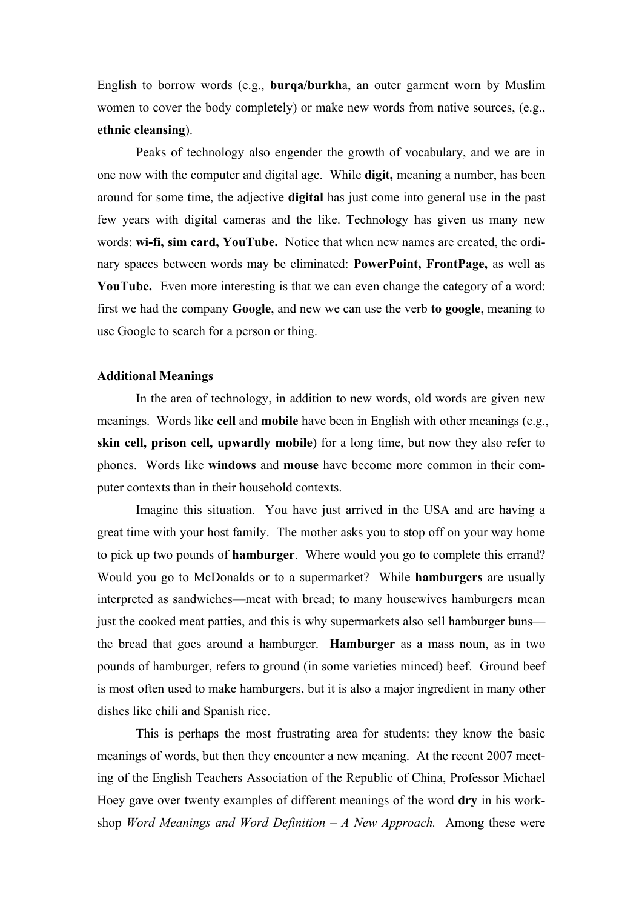English to borrow words (e.g., **burqa/burkh**a, an outer garment worn by Muslim women to cover the body completely) or make new words from native sources, (e.g., **ethnic cleansing**).

Peaks of technology also engender the growth of vocabulary, and we are in one now with the computer and digital age. While **digit,** meaning a number, has been around for some time, the adjective **digital** has just come into general use in the past few years with digital cameras and the like. Technology has given us many new words: **wi-fi, sim card, YouTube.** Notice that when new names are created, the ordinary spaces between words may be eliminated: **PowerPoint, FrontPage,** as well as **YouTube.** Even more interesting is that we can even change the category of a word: first we had the company **Google**, and new we can use the verb **to google**, meaning to use Google to search for a person or thing.

**Additional Meanings**

In the area of technology, in addition to new words, old words are given new meanings. Words like **cell** and **mobile** have been in English with other meanings (e.g., **skin cell, prison cell, upwardly mobile**) for a long time, but now they also refer to phones. Words like **windows** and **mouse** have become more common in their computer contexts than in their household contexts.

Imagine this situation. You have just arrived in the USA and are having a great time with your host family. The mother asks you to stop off on your way home to pick up two pounds of **hamburger**. Where would you go to complete this errand? Would you go to McDonalds or to a supermarket? While **hamburgers** are usually interpreted as sandwiches—meat with bread; to many housewives hamburgers mean just the cooked meat patties, and this is why supermarkets also sell hamburger buns—the bread that goes around a hamburger. **Hamburger** as a mass noun, as in two pounds of hamburger, refers to ground (in some varieties minced) beef. Ground beef is most often used to make hamburgers, but it is also a major ingredient in many other dishes like chili and Spanish rice.

This is perhaps the most frustrating area for students: they know the basic meanings of words, but then they encounter a new meaning. At the recent 2007 meeting of the English Teachers Association of the Republic of China, Professor Michael Hoey gave over twenty examples of different meanings of the word **dry** in his workshop *Word Meanings and Word Definition – A New Approach.* Among these were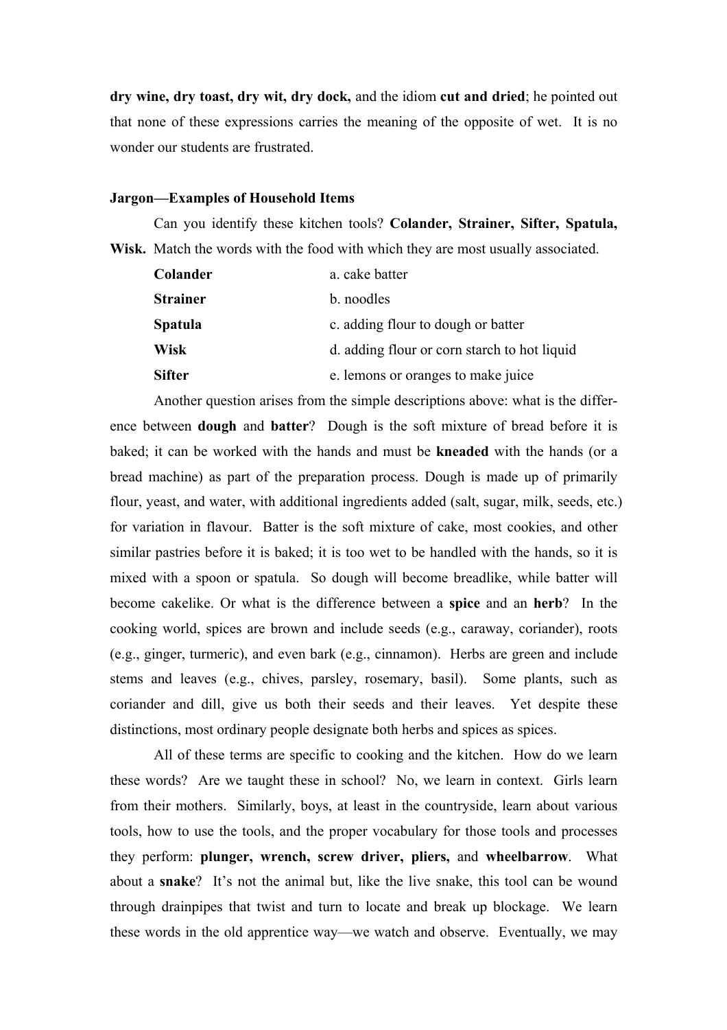**dry wine, dry toast, dry wit, dry dock,** and the idiom **cut and dried**; he pointed out that none of these expressions carries the meaning of the opposite of wet. It is no wonder our students are frustrated.

**Jargon—Examples of Household Items**

Can you identify these kitchen tools? **Colander, Strainer, Sifter, Spatula, Wisk.** Match the words with the food with which they are most usually associated.

| | |
|---|---|
| **Colander** | a. cake batter |
| **Strainer** | b. noodles |
| **Spatula** | c. adding flour to dough or batter |
| **Wisk** | d. adding flour or corn starch to hot liquid |
| **Sifter** | e. lemons or oranges to make juice |

Another question arises from the simple descriptions above: what is the difference between **dough** and **batter**? Dough is the soft mixture of bread before it is baked; it can be worked with the hands and must be **kneaded** with the hands (or a bread machine) as part of the preparation process. Dough is made up of primarily flour, yeast, and water, with additional ingredients added (salt, sugar, milk, seeds, etc.) for variation in flavour. Batter is the soft mixture of cake, most cookies, and other similar pastries before it is baked; it is too wet to be handled with the hands, so it is mixed with a spoon or spatula. So dough will become breadlike, while batter will become cakelike. Or what is the difference between a **spice** and an **herb**? In the cooking world, spices are brown and include seeds (e.g., caraway, coriander), roots (e.g., ginger, turmeric), and even bark (e.g., cinnamon). Herbs are green and include stems and leaves (e.g., chives, parsley, rosemary, basil). Some plants, such as coriander and dill, give us both their seeds and their leaves. Yet despite these distinctions, most ordinary people designate both herbs and spices as spices.

All of these terms are specific to cooking and the kitchen. How do we learn these words? Are we taught these in school? No, we learn in context. Girls learn from their mothers. Similarly, boys, at least in the countryside, learn about various tools, how to use the tools, and the proper vocabulary for those tools and processes they perform: **plunger, wrench, screw driver, pliers,** and **wheelbarrow**. What about a **snake**? It's not the animal but, like the live snake, this tool can be wound through drainpipes that twist and turn to locate and break up blockage. We learn these words in the old apprentice way—we watch and observe. Eventually, we may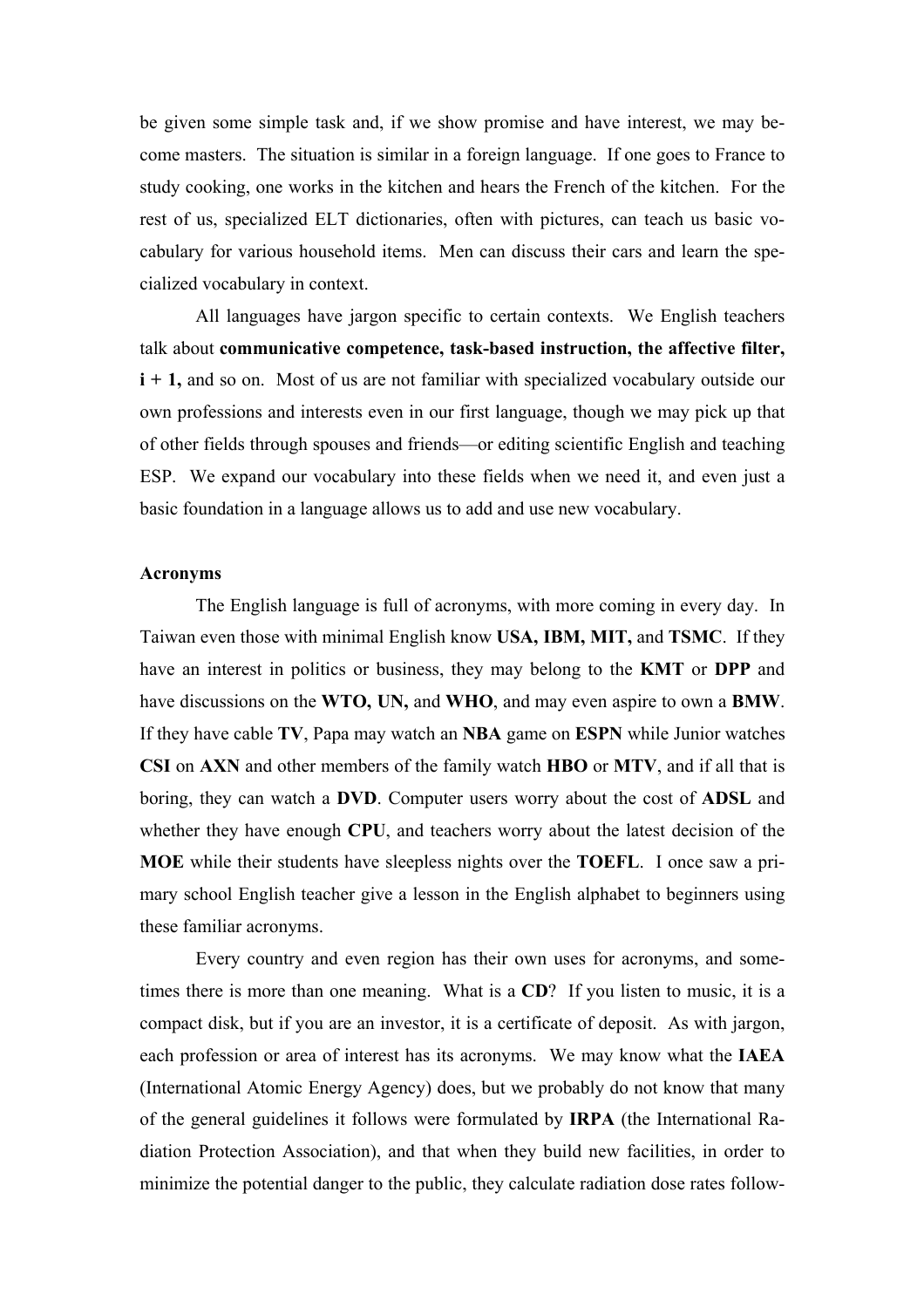be given some simple task and, if we show promise and have interest, we may become masters. The situation is similar in a foreign language. If one goes to France to study cooking, one works in the kitchen and hears the French of the kitchen. For the rest of us, specialized ELT dictionaries, often with pictures, can teach us basic vocabulary for various household items. Men can discuss their cars and learn the specialized vocabulary in context.

All languages have jargon specific to certain contexts. We English teachers talk about **communicative competence, task-based instruction, the affective filter, i + 1,** and so on. Most of us are not familiar with specialized vocabulary outside our own professions and interests even in our first language, though we may pick up that of other fields through spouses and friends—or editing scientific English and teaching ESP. We expand our vocabulary into these fields when we need it, and even just a basic foundation in a language allows us to add and use new vocabulary.

**Acronyms**

The English language is full of acronyms, with more coming in every day. In Taiwan even those with minimal English know **USA, IBM, MIT,** and **TSMC**. If they have an interest in politics or business, they may belong to the **KMT** or **DPP** and have discussions on the **WTO, UN,** and **WHO**, and may even aspire to own a **BMW**. If they have cable **TV**, Papa may watch an **NBA** game on **ESPN** while Junior watches **CSI** on **AXN** and other members of the family watch **HBO** or **MTV**, and if all that is boring, they can watch a **DVD**. Computer users worry about the cost of **ADSL** and whether they have enough **CPU**, and teachers worry about the latest decision of the **MOE** while their students have sleepless nights over the **TOEFL**. I once saw a primary school English teacher give a lesson in the English alphabet to beginners using these familiar acronyms.

Every country and even region has their own uses for acronyms, and sometimes there is more than one meaning. What is a **CD**? If you listen to music, it is a compact disk, but if you are an investor, it is a certificate of deposit. As with jargon, each profession or area of interest has its acronyms. We may know what the **IAEA** (International Atomic Energy Agency) does, but we probably do not know that many of the general guidelines it follows were formulated by **IRPA** (the International Radiation Protection Association), and that when they build new facilities, in order to minimize the potential danger to the public, they calculate radiation dose rates follow-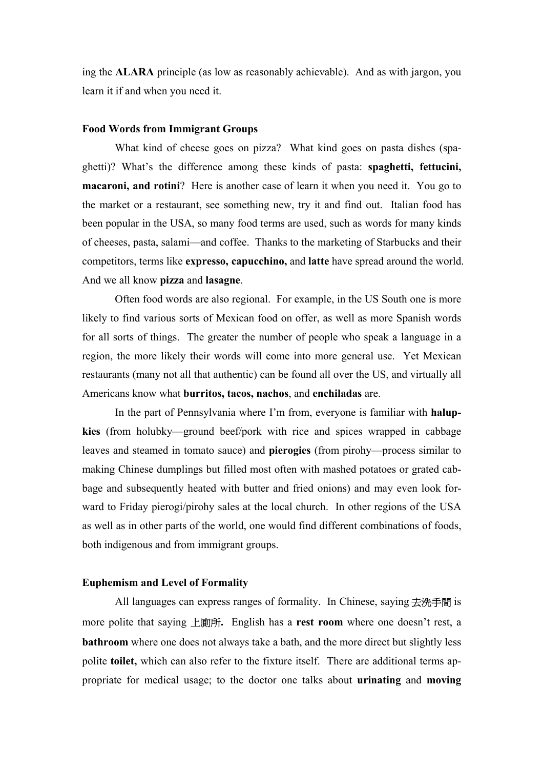ing the **ALARA** principle (as low as reasonably achievable). And as with jargon, you learn it if and when you need it.

**Food Words from Immigrant Groups**

What kind of cheese goes on pizza? What kind goes on pasta dishes (spaghetti)? What's the difference among these kinds of pasta: **spaghetti, fettucini, macaroni, and rotini**? Here is another case of learn it when you need it. You go to the market or a restaurant, see something new, try it and find out. Italian food has been popular in the USA, so many food terms are used, such as words for many kinds of cheeses, pasta, salami—and coffee. Thanks to the marketing of Starbucks and their competitors, terms like **expresso, capucchino,** and **latte** have spread around the world. And we all know **pizza** and **lasagne**.

Often food words are also regional. For example, in the US South one is more likely to find various sorts of Mexican food on offer, as well as more Spanish words for all sorts of things. The greater the number of people who speak a language in a region, the more likely their words will come into more general use. Yet Mexican restaurants (many not all that authentic) can be found all over the US, and virtually all Americans know what **burritos, tacos, nachos**, and **enchiladas** are.

In the part of Pennsylvania where I'm from, everyone is familiar with **halupkies** (from holubky—ground beef/pork with rice and spices wrapped in cabbage leaves and steamed in tomato sauce) and **pierogies** (from pirohy—process similar to making Chinese dumplings but filled most often with mashed potatoes or grated cabbage and subsequently heated with butter and fried onions) and may even look forward to Friday pierogi/pirohy sales at the local church. In other regions of the USA as well as in other parts of the world, one would find different combinations of foods, both indigenous and from immigrant groups.

**Euphemism and Level of Formality**

All languages can express ranges of formality. In Chinese, saying 去洗手間 is more polite that saying 上廁所**.** English has a **rest room** where one doesn't rest, a **bathroom** where one does not always take a bath, and the more direct but slightly less polite **toilet,** which can also refer to the fixture itself. There are additional terms appropriate for medical usage; to the doctor one talks about **urinating** and **moving**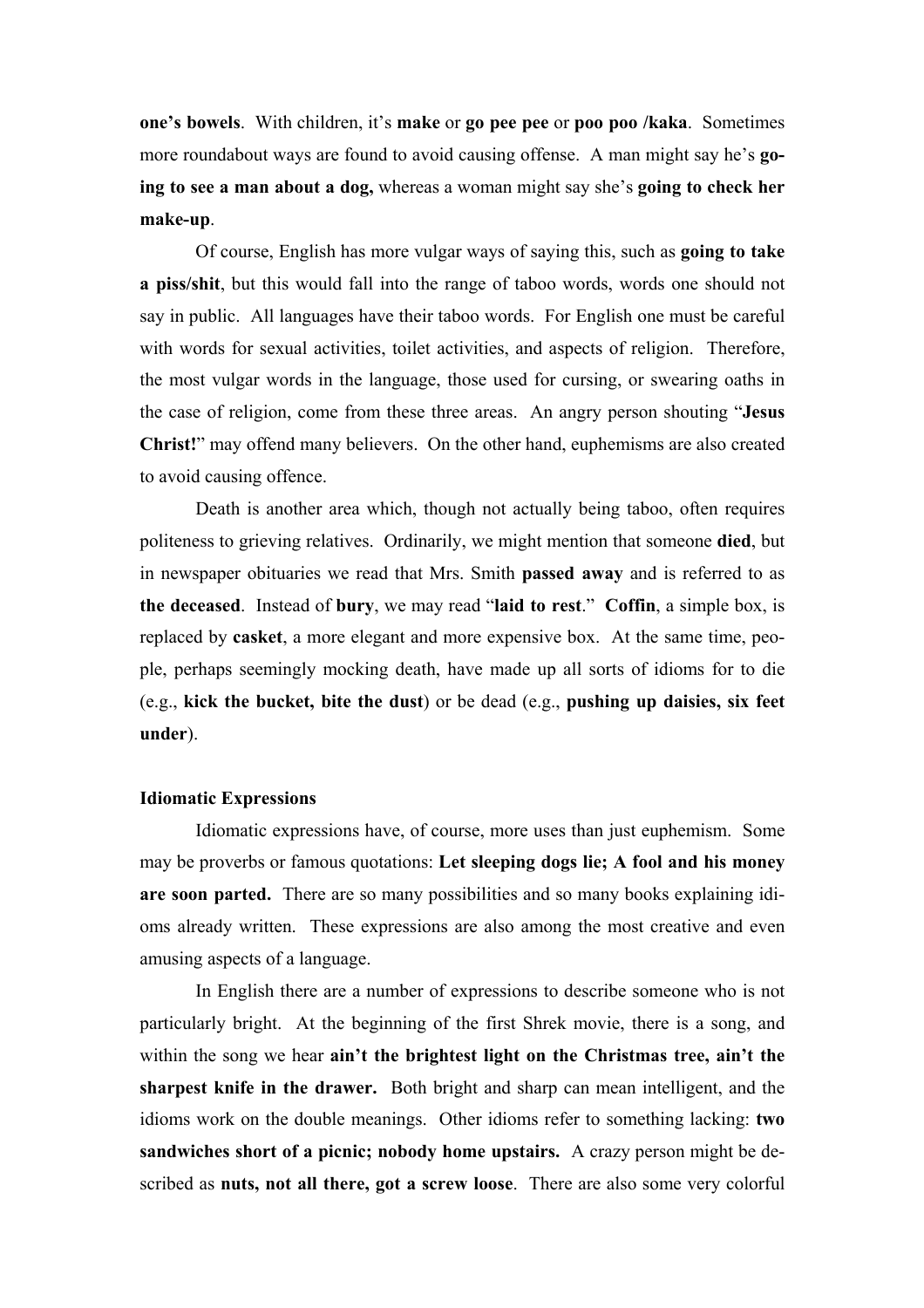**one's bowels**. With children, it's **make** or **go pee pee** or **poo poo /kaka**. Sometimes more roundabout ways are found to avoid causing offense. A man might say he's **going to see a man about a dog,** whereas a woman might say she's **going to check her make-up**.

Of course, English has more vulgar ways of saying this, such as **going to take a piss/shit**, but this would fall into the range of taboo words, words one should not say in public. All languages have their taboo words. For English one must be careful with words for sexual activities, toilet activities, and aspects of religion. Therefore, the most vulgar words in the language, those used for cursing, or swearing oaths in the case of religion, come from these three areas. An angry person shouting "**Jesus Christ!**" may offend many believers. On the other hand, euphemisms are also created to avoid causing offence.

Death is another area which, though not actually being taboo, often requires politeness to grieving relatives. Ordinarily, we might mention that someone **died**, but in newspaper obituaries we read that Mrs. Smith **passed away** and is referred to as **the deceased**. Instead of **bury**, we may read "**laid to rest**." **Coffin**, a simple box, is replaced by **casket**, a more elegant and more expensive box. At the same time, people, perhaps seemingly mocking death, have made up all sorts of idioms for to die (e.g., **kick the bucket, bite the dust**) or be dead (e.g., **pushing up daisies, six feet under**).

**Idiomatic Expressions**

Idiomatic expressions have, of course, more uses than just euphemism. Some may be proverbs or famous quotations: **Let sleeping dogs lie; A fool and his money are soon parted.** There are so many possibilities and so many books explaining idioms already written. These expressions are also among the most creative and even amusing aspects of a language.

In English there are a number of expressions to describe someone who is not particularly bright. At the beginning of the first Shrek movie, there is a song, and within the song we hear **ain't the brightest light on the Christmas tree, ain't the sharpest knife in the drawer.** Both bright and sharp can mean intelligent, and the idioms work on the double meanings. Other idioms refer to something lacking: **two sandwiches short of a picnic; nobody home upstairs.** A crazy person might be described as **nuts, not all there, got a screw loose**. There are also some very colorful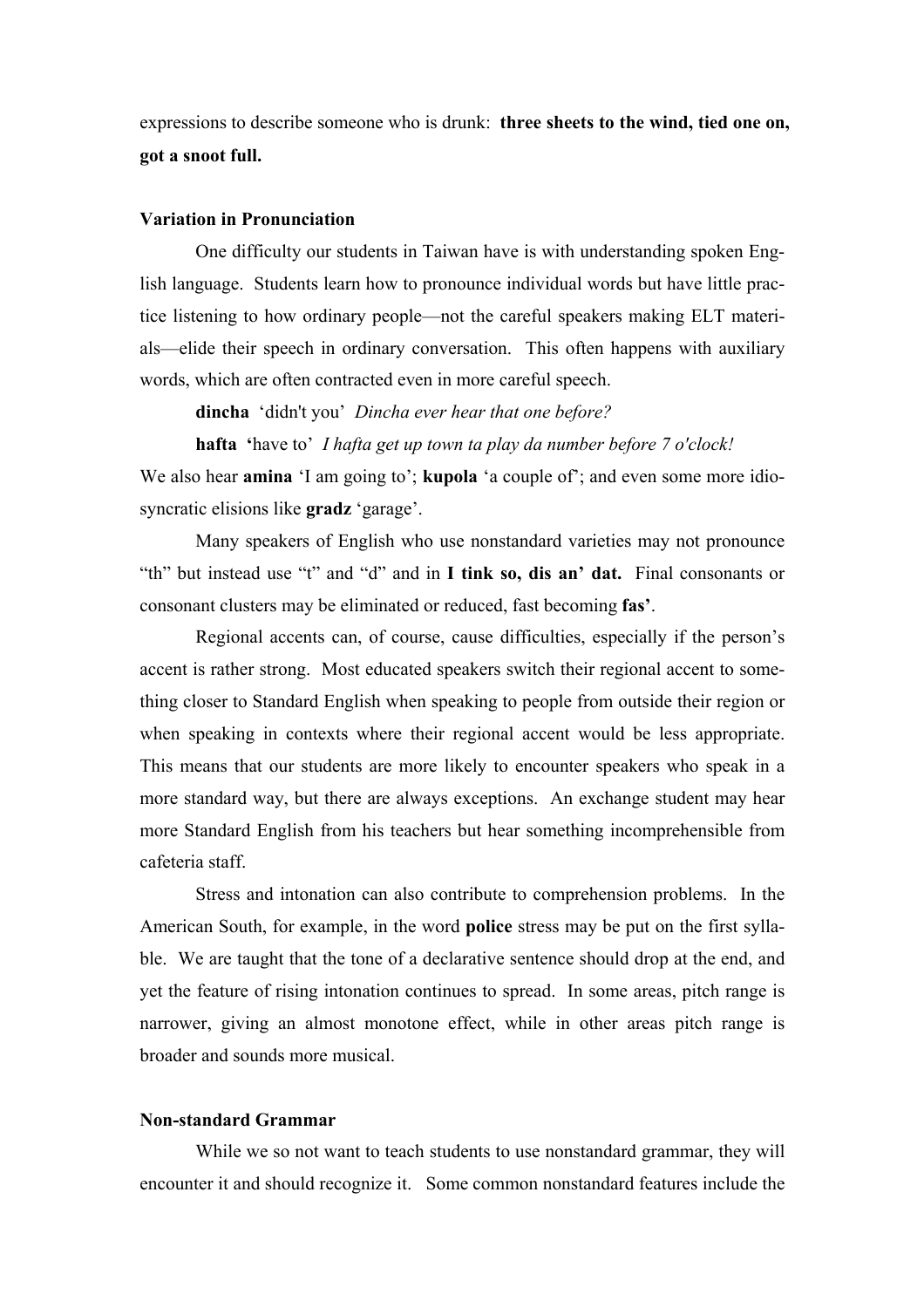expressions to describe someone who is drunk: **three sheets to the wind, tied one on, got a snoot full.**

**Variation in Pronunciation**

One difficulty our students in Taiwan have is with understanding spoken English language. Students learn how to pronounce individual words but have little practice listening to how ordinary people—not the careful speakers making ELT materials—elide their speech in ordinary conversation. This often happens with auxiliary words, which are often contracted even in more careful speech.

**dincha** 'didn't you' *Dincha ever hear that one before?*

**hafta '**have to' *I hafta get up town ta play da number before 7 o'clock!*

We also hear **amina** 'I am going to'; **kupola** 'a couple of'; and even some more idiosyncratic elisions like **gradz** 'garage'.

Many speakers of English who use nonstandard varieties may not pronounce "th" but instead use "t" and "d" and in **I tink so, dis an' dat.** Final consonants or consonant clusters may be eliminated or reduced, fast becoming **fas'**.

Regional accents can, of course, cause difficulties, especially if the person's accent is rather strong. Most educated speakers switch their regional accent to something closer to Standard English when speaking to people from outside their region or when speaking in contexts where their regional accent would be less appropriate. This means that our students are more likely to encounter speakers who speak in a more standard way, but there are always exceptions. An exchange student may hear more Standard English from his teachers but hear something incomprehensible from cafeteria staff.

Stress and intonation can also contribute to comprehension problems. In the American South, for example, in the word **police** stress may be put on the first syllable. We are taught that the tone of a declarative sentence should drop at the end, and yet the feature of rising intonation continues to spread. In some areas, pitch range is narrower, giving an almost monotone effect, while in other areas pitch range is broader and sounds more musical.

**Non-standard Grammar**

While we so not want to teach students to use nonstandard grammar, they will encounter it and should recognize it. Some common nonstandard features include the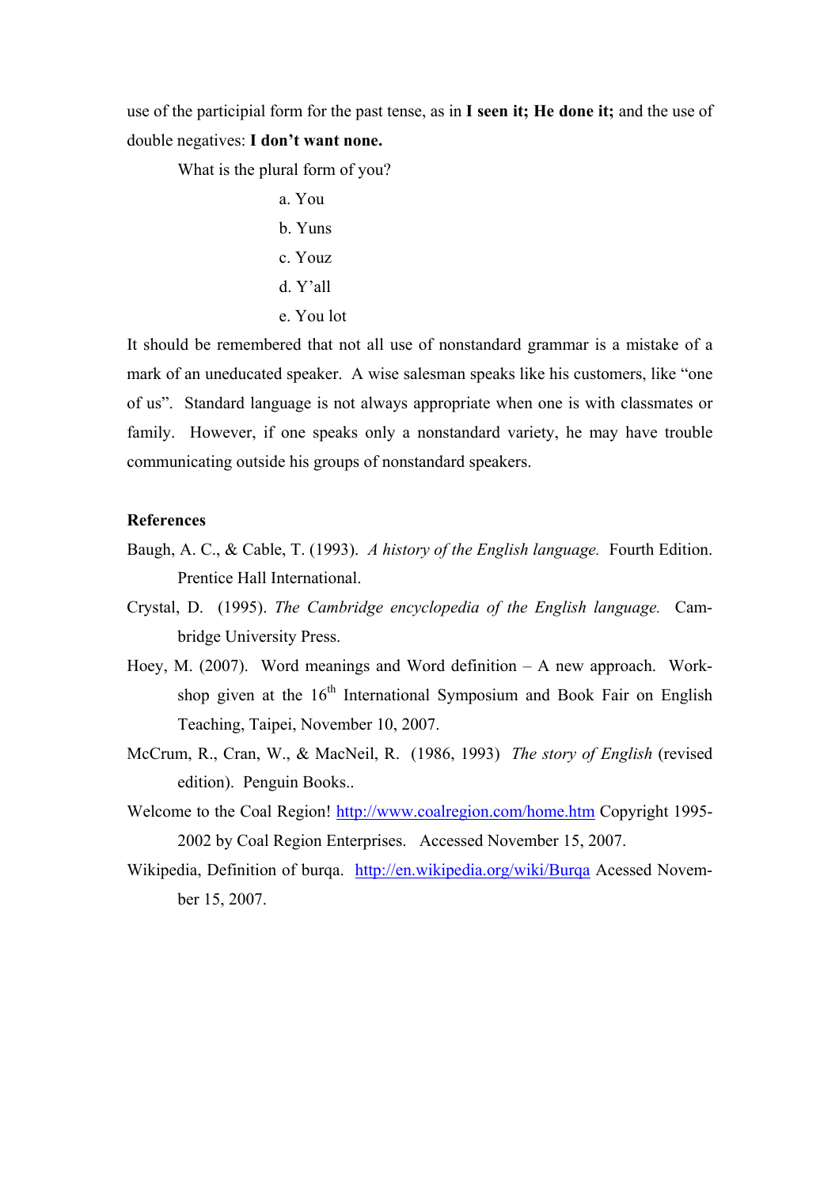use of the participial form for the past tense, as in **I seen it; He done it;** and the use of double negatives: **I don't want none.**

What is the plural form of you?

a. You
b. Yuns
c. Youz
d. Y'all
e. You lot

It should be remembered that not all use of nonstandard grammar is a mistake of a mark of an uneducated speaker. A wise salesman speaks like his customers, like "one of us". Standard language is not always appropriate when one is with classmates or family. However, if one speaks only a nonstandard variety, he may have trouble communicating outside his groups of nonstandard speakers.

**References**

Baugh, A. C., & Cable, T. (1993). *A history of the English language.* Fourth Edition. Prentice Hall International.

Crystal, D. (1995). *The Cambridge encyclopedia of the English language.* Cambridge University Press.

Hoey, M. (2007). Word meanings and Word definition – A new approach. Workshop given at the 16th International Symposium and Book Fair on English Teaching, Taipei, November 10, 2007.

McCrum, R., Cran, W., & MacNeil, R. (1986, 1993) *The story of English* (revised edition). Penguin Books..

Welcome to the Coal Region! http://www.coalregion.com/home.htm Copyright 1995-2002 by Coal Region Enterprises. Accessed November 15, 2007.

Wikipedia, Definition of burqa. http://en.wikipedia.org/wiki/Burqa Acessed November 15, 2007.